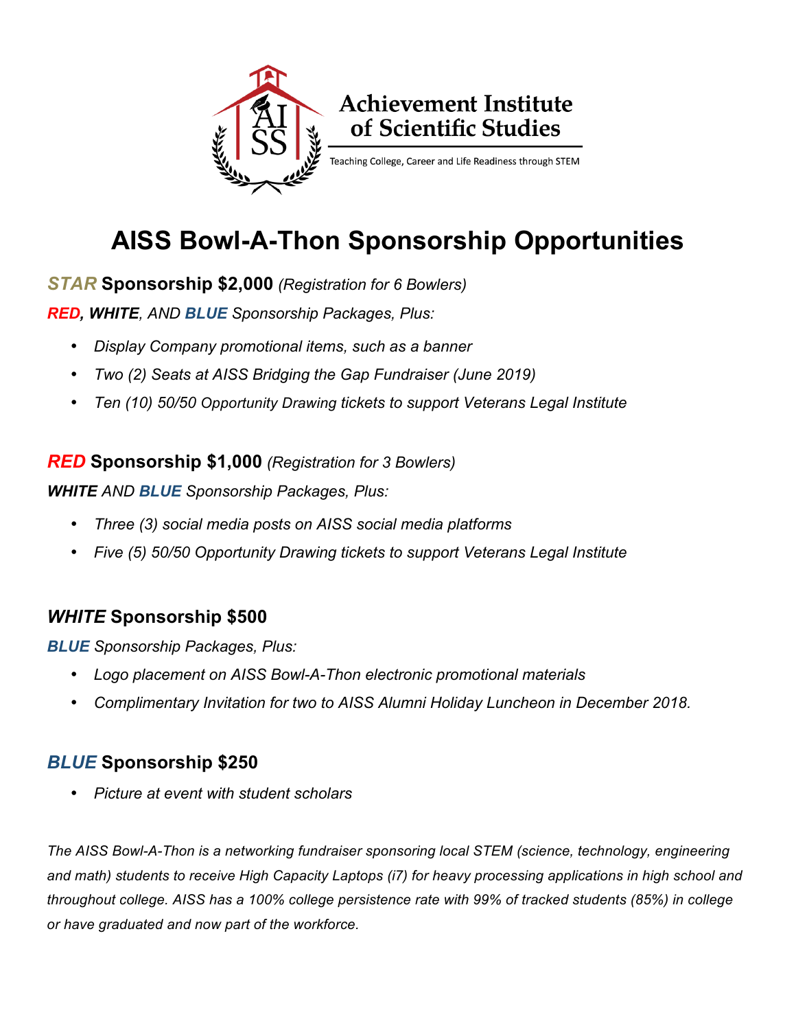**Achievement Institute of Scientific Studies**

Teaching College, Career and Life Readiness through STEM

# AISS Bowl-A-Thon Sponsorship Opportunities

***STAR*** **Sponsorship $2,000** *(Registration for 6 Bowlers)*

***RED, WHITE****, AND* ***BLUE*** *Sponsorship Packages, Plus:*

- *Display Company promotional items, such as a banner*
- *Two (2) Seats at AISS Bridging the Gap Fundraiser (June 2019)*
- *Ten (10) 50/50 Opportunity Drawing tickets to support Veterans Legal Institute*

***RED*** **Sponsorship $1,000** *(Registration for 3 Bowlers)*

***WHITE*** *AND* ***BLUE*** *Sponsorship Packages, Plus:*

- *Three (3) social media posts on AISS social media platforms*
- *Five (5) 50/50 Opportunity Drawing tickets to support Veterans Legal Institute*

## ***WHITE*** Sponsorship $500

***BLUE*** *Sponsorship Packages, Plus:*

- *Logo placement on AISS Bowl-A-Thon electronic promotional materials*
- *Complimentary Invitation for two to AISS Alumni Holiday Luncheon in December 2018.*

## ***BLUE*** Sponsorship $250

- *Picture at event with student scholars*

*The AISS Bowl-A-Thon is a networking fundraiser sponsoring local STEM (science, technology, engineering and math) students to receive High Capacity Laptops (i7) for heavy processing applications in high school and throughout college. AISS has a 100% college persistence rate with 99% of tracked students (85%) in college or have graduated and now part of the workforce.*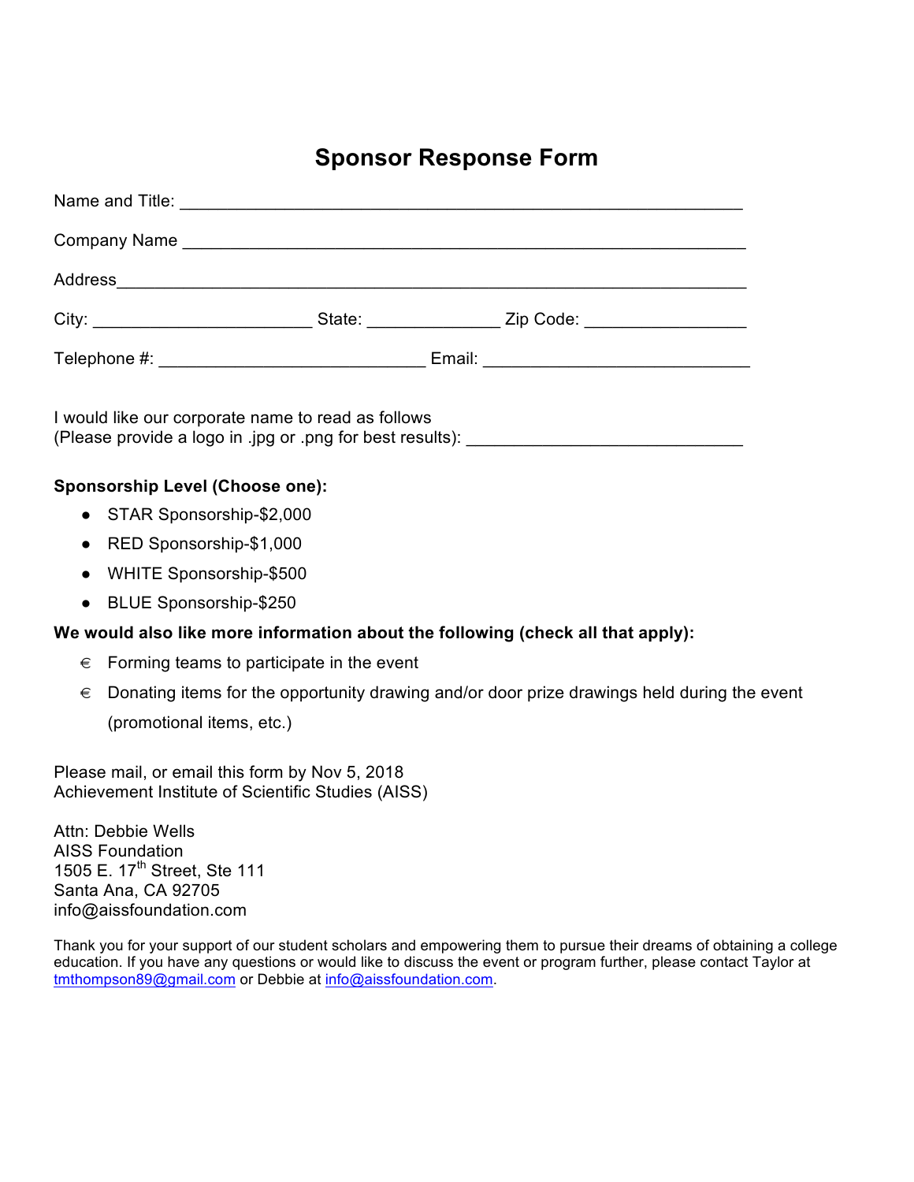# Sponsor Response Form

Name and Title: ________________________________________________________

Company Name ________________________________________________________

Address_______________________________________________________________

City: ______________________ State: _____________ Zip Code: ________________

Telephone #: ___________________________ Email: ___________________________

I would like our corporate name to read as follows
(Please provide a logo in .jpg or .png for best results): ____________________________

**Sponsorship Level (Choose one):**

- STAR Sponsorship-$2,000
- RED Sponsorship-$1,000
- WHITE Sponsorship-$500
- BLUE Sponsorship-$250

**We would also like more information about the following (check all that apply):**

- € Forming teams to participate in the event
- € Donating items for the opportunity drawing and/or door prize drawings held during the event (promotional items, etc.)

Please mail, or email this form by Nov 5, 2018
Achievement Institute of Scientific Studies (AISS)

Attn: Debbie Wells
AISS Foundation
1505 E. 17th Street, Ste 111
Santa Ana, CA 92705
info@aissfoundation.com

Thank you for your support of our student scholars and empowering them to pursue their dreams of obtaining a college education. If you have any questions or would like to discuss the event or program further, please contact Taylor at tmthompson89@gmail.com or Debbie at info@aissfoundation.com.